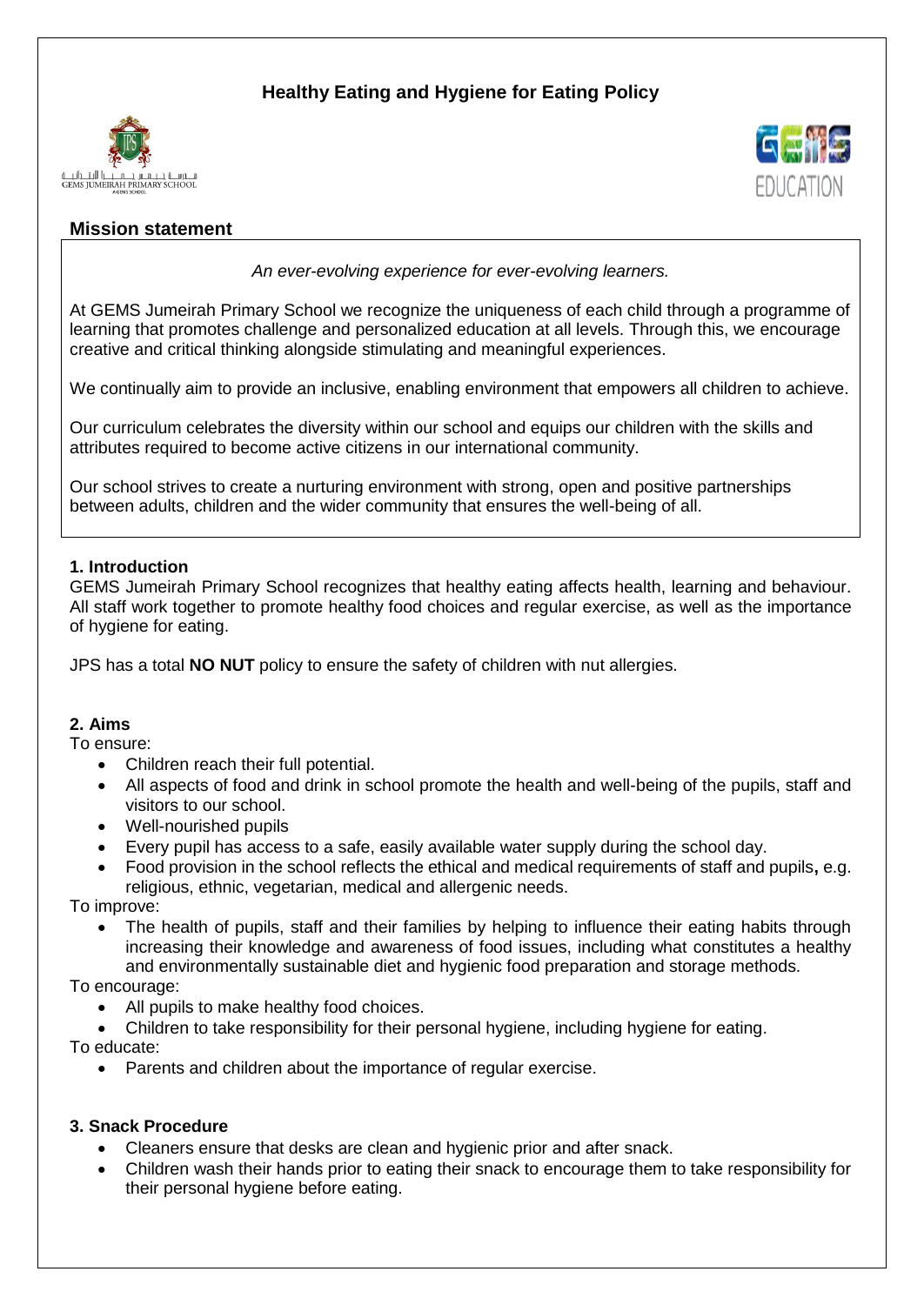# Healthy Eating and Hygiene for Eating Policy

## Mission statement

*An ever-evolving experience for ever-evolving learners.*

At GEMS Jumeirah Primary School we recognize the uniqueness of each child through a programme of learning that promotes challenge and personalized education at all levels. Through this, we encourage creative and critical thinking alongside stimulating and meaningful experiences.

We continually aim to provide an inclusive, enabling environment that empowers all children to achieve.

Our curriculum celebrates the diversity within our school and equips our children with the skills and attributes required to become active citizens in our international community.

Our school strives to create a nurturing environment with strong, open and positive partnerships between adults, children and the wider community that ensures the well-being of all.

### 1. Introduction

GEMS Jumeirah Primary School recognizes that healthy eating affects health, learning and behaviour. All staff work together to promote healthy food choices and regular exercise, as well as the importance of hygiene for eating.

JPS has a total **NO NUT** policy to ensure the safety of children with nut allergies.

### 2. Aims

To ensure:

- Children reach their full potential.
- All aspects of food and drink in school promote the health and well-being of the pupils, staff and visitors to our school.
- Well-nourished pupils
- Every pupil has access to a safe, easily available water supply during the school day.
- Food provision in the school reflects the ethical and medical requirements of staff and pupils**,** e.g. religious, ethnic, vegetarian, medical and allergenic needs.

To improve:

- The health of pupils, staff and their families by helping to influence their eating habits through increasing their knowledge and awareness of food issues, including what constitutes a healthy and environmentally sustainable diet and hygienic food preparation and storage methods.

To encourage:

- All pupils to make healthy food choices.
- Children to take responsibility for their personal hygiene, including hygiene for eating.

To educate:

- Parents and children about the importance of regular exercise.

### 3. Snack Procedure

- Cleaners ensure that desks are clean and hygienic prior and after snack.
- Children wash their hands prior to eating their snack to encourage them to take responsibility for their personal hygiene before eating.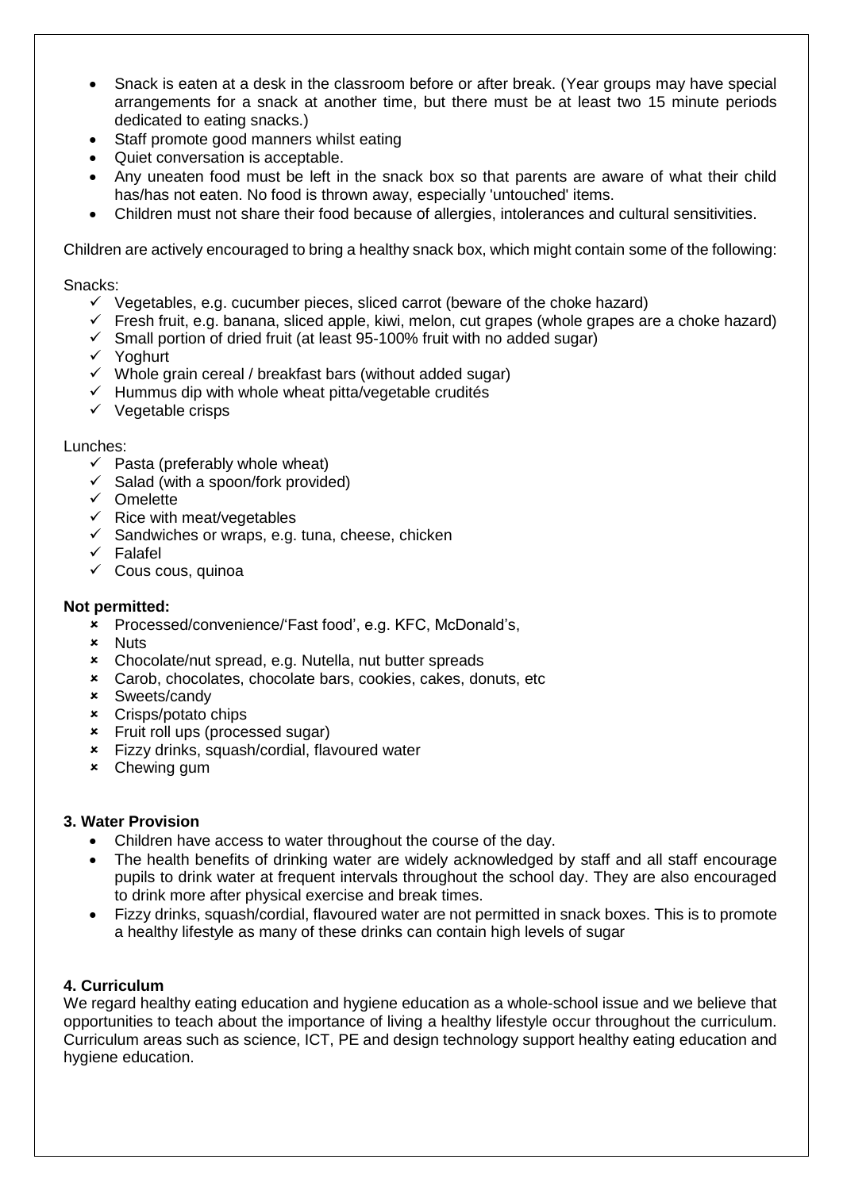- Snack is eaten at a desk in the classroom before or after break. (Year groups may have special arrangements for a snack at another time, but there must be at least two 15 minute periods dedicated to eating snacks.)
- Staff promote good manners whilst eating
- Quiet conversation is acceptable.
- Any uneaten food must be left in the snack box so that parents are aware of what their child has/has not eaten. No food is thrown away, especially 'untouched' items.
- Children must not share their food because of allergies, intolerances and cultural sensitivities.

Children are actively encouraged to bring a healthy snack box, which might contain some of the following:

Snacks:

- ✓ Vegetables, e.g. cucumber pieces, sliced carrot (beware of the choke hazard)
- ✓ Fresh fruit, e.g. banana, sliced apple, kiwi, melon, cut grapes (whole grapes are a choke hazard)
- ✓ Small portion of dried fruit (at least 95-100% fruit with no added sugar)
- ✓ Yoghurt
- ✓ Whole grain cereal / breakfast bars (without added sugar)
- ✓ Hummus dip with whole wheat pitta/vegetable crudités
- ✓ Vegetable crisps

Lunches:

- ✓ Pasta (preferably whole wheat)
- ✓ Salad (with a spoon/fork provided)
- ✓ Omelette
- ✓ Rice with meat/vegetables
- ✓ Sandwiches or wraps, e.g. tuna, cheese, chicken
- ✓ Falafel
- ✓ Cous cous, quinoa

**Not permitted:**

- ✗ Processed/convenience/'Fast food', e.g. KFC, McDonald's,
- ✗ Nuts
- ✗ Chocolate/nut spread, e.g. Nutella, nut butter spreads
- ✗ Carob, chocolates, chocolate bars, cookies, cakes, donuts, etc
- ✗ Sweets/candy
- ✗ Crisps/potato chips
- ✗ Fruit roll ups (processed sugar)
- ✗ Fizzy drinks, squash/cordial, flavoured water
- ✗ Chewing gum

### 3. Water Provision

- Children have access to water throughout the course of the day.
- The health benefits of drinking water are widely acknowledged by staff and all staff encourage pupils to drink water at frequent intervals throughout the school day. They are also encouraged to drink more after physical exercise and break times.
- Fizzy drinks, squash/cordial, flavoured water are not permitted in snack boxes. This is to promote a healthy lifestyle as many of these drinks can contain high levels of sugar

### 4. Curriculum

We regard healthy eating education and hygiene education as a whole-school issue and we believe that opportunities to teach about the importance of living a healthy lifestyle occur throughout the curriculum. Curriculum areas such as science, ICT, PE and design technology support healthy eating education and hygiene education.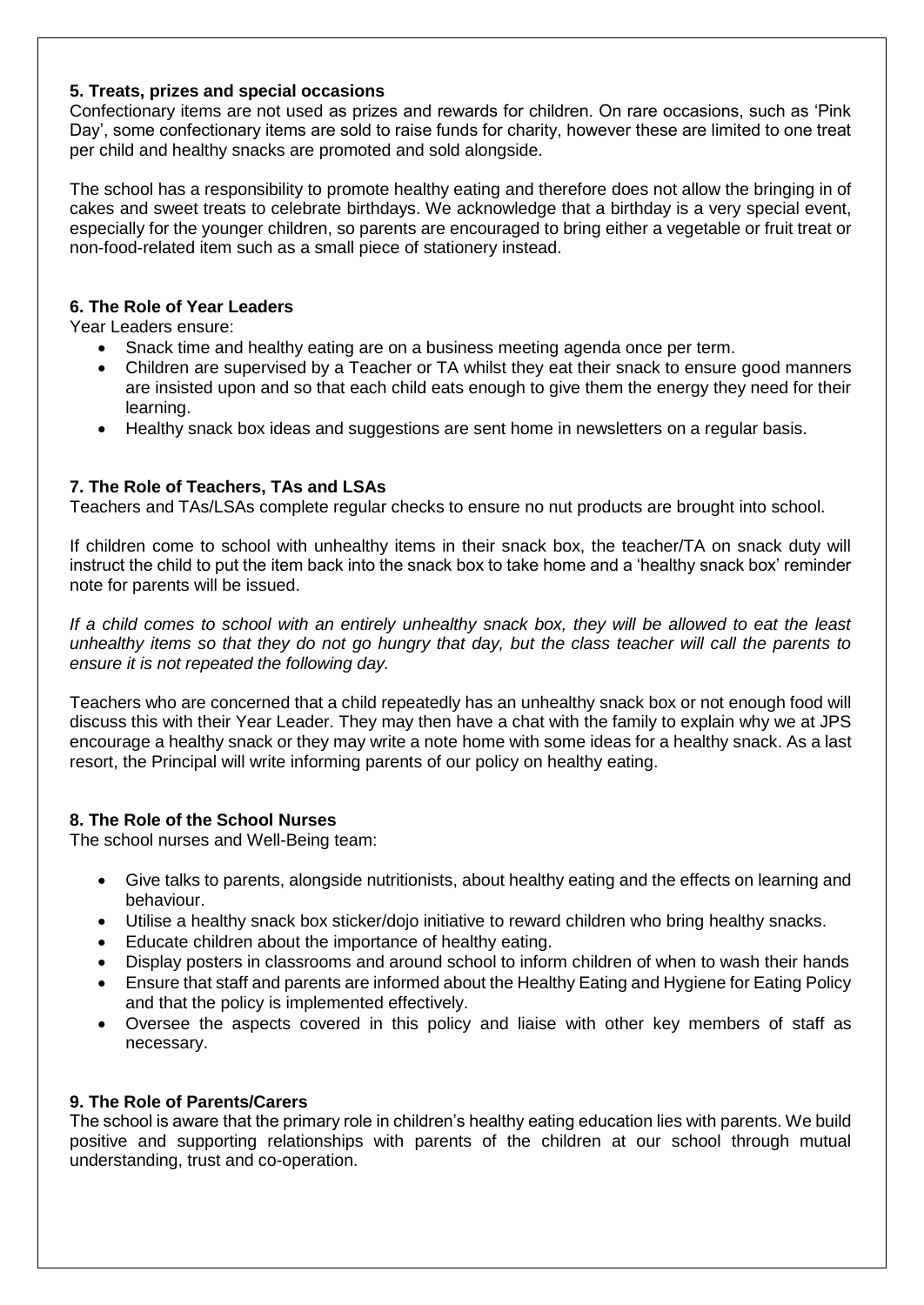### 5. Treats, prizes and special occasions

Confectionary items are not used as prizes and rewards for children. On rare occasions, such as 'Pink Day', some confectionary items are sold to raise funds for charity, however these are limited to one treat per child and healthy snacks are promoted and sold alongside.

The school has a responsibility to promote healthy eating and therefore does not allow the bringing in of cakes and sweet treats to celebrate birthdays. We acknowledge that a birthday is a very special event, especially for the younger children, so parents are encouraged to bring either a vegetable or fruit treat or non-food-related item such as a small piece of stationery instead.

### 6. The Role of Year Leaders

Year Leaders ensure:

- Snack time and healthy eating are on a business meeting agenda once per term.
- Children are supervised by a Teacher or TA whilst they eat their snack to ensure good manners are insisted upon and so that each child eats enough to give them the energy they need for their learning.
- Healthy snack box ideas and suggestions are sent home in newsletters on a regular basis.

### 7. The Role of Teachers, TAs and LSAs

Teachers and TAs/LSAs complete regular checks to ensure no nut products are brought into school.

If children come to school with unhealthy items in their snack box, the teacher/TA on snack duty will instruct the child to put the item back into the snack box to take home and a 'healthy snack box' reminder note for parents will be issued.

*If a child comes to school with an entirely unhealthy snack box, they will be allowed to eat the least unhealthy items so that they do not go hungry that day, but the class teacher will call the parents to ensure it is not repeated the following day.*

Teachers who are concerned that a child repeatedly has an unhealthy snack box or not enough food will discuss this with their Year Leader. They may then have a chat with the family to explain why we at JPS encourage a healthy snack or they may write a note home with some ideas for a healthy snack. As a last resort, the Principal will write informing parents of our policy on healthy eating.

### 8. The Role of the School Nurses

The school nurses and Well-Being team:

- Give talks to parents, alongside nutritionists, about healthy eating and the effects on learning and behaviour.
- Utilise a healthy snack box sticker/dojo initiative to reward children who bring healthy snacks.
- Educate children about the importance of healthy eating.
- Display posters in classrooms and around school to inform children of when to wash their hands
- Ensure that staff and parents are informed about the Healthy Eating and Hygiene for Eating Policy and that the policy is implemented effectively.
- Oversee the aspects covered in this policy and liaise with other key members of staff as necessary.

### 9. The Role of Parents/Carers

The school is aware that the primary role in children's healthy eating education lies with parents. We build positive and supporting relationships with parents of the children at our school through mutual understanding, trust and co-operation.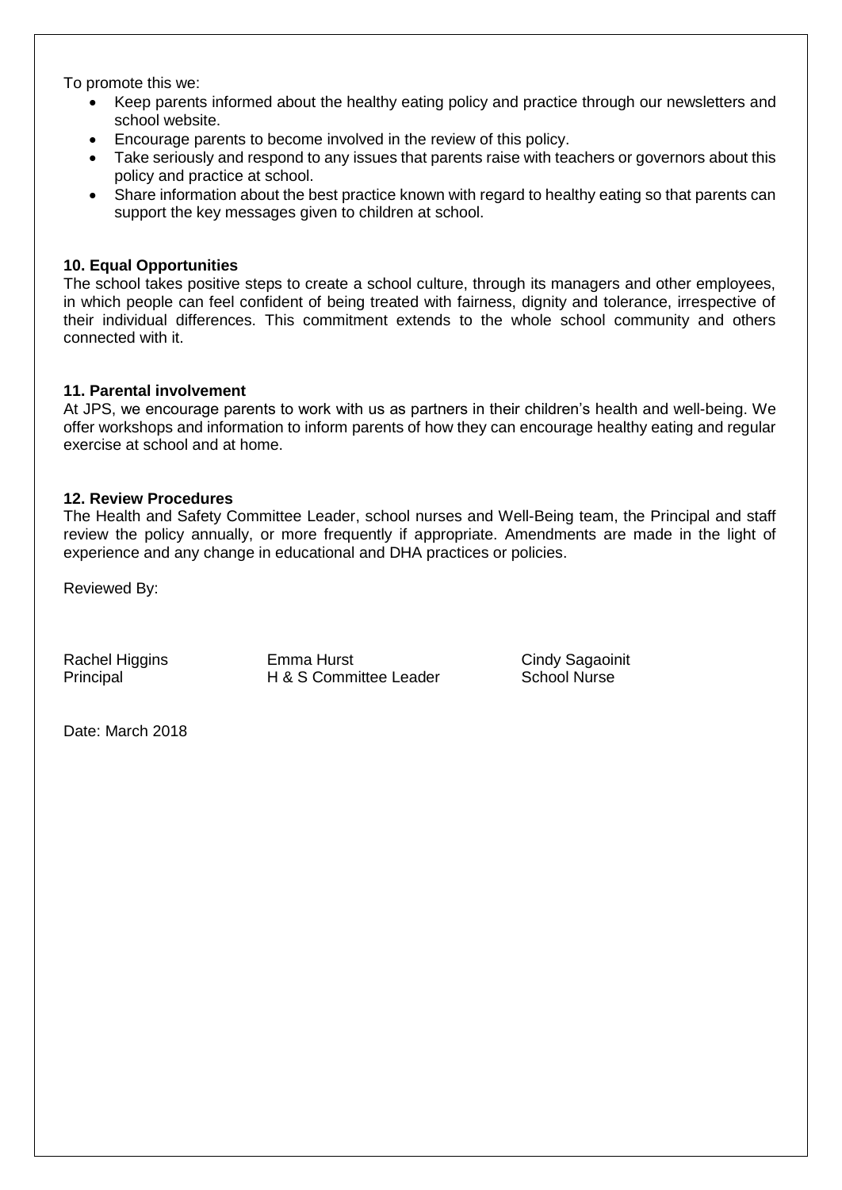To promote this we:

- Keep parents informed about the healthy eating policy and practice through our newsletters and school website.
- Encourage parents to become involved in the review of this policy.
- Take seriously and respond to any issues that parents raise with teachers or governors about this policy and practice at school.
- Share information about the best practice known with regard to healthy eating so that parents can support the key messages given to children at school.

**10. Equal Opportunities**

The school takes positive steps to create a school culture, through its managers and other employees, in which people can feel confident of being treated with fairness, dignity and tolerance, irrespective of their individual differences. This commitment extends to the whole school community and others connected with it.

**11. Parental involvement**

At JPS, we encourage parents to work with us as partners in their children's health and well-being. We offer workshops and information to inform parents of how they can encourage healthy eating and regular exercise at school and at home.

**12. Review Procedures**

The Health and Safety Committee Leader, school nurses and Well-Being team, the Principal and staff review the policy annually, or more frequently if appropriate. Amendments are made in the light of experience and any change in educational and DHA practices or policies.

Reviewed By:

| | | |
|---|---|---|
| Rachel Higgins | Emma Hurst | Cindy Sagaoinit |
| Principal | H & S Committee Leader | School Nurse |

Date: March 2018